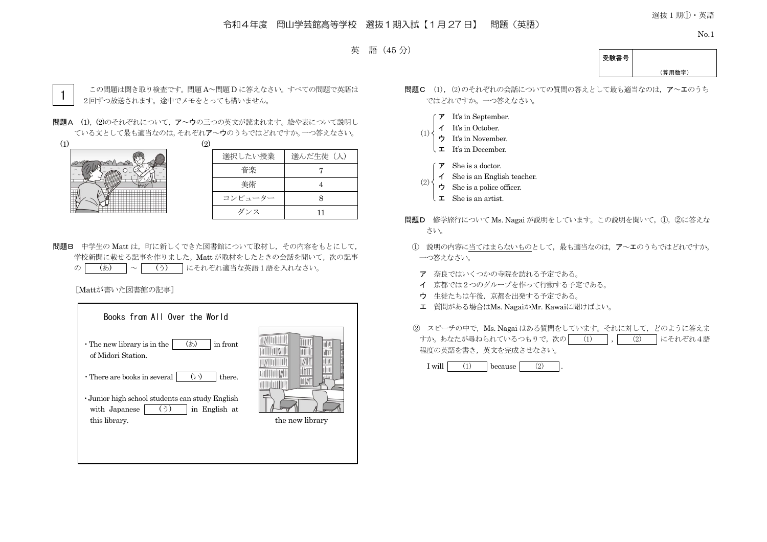# 令和４年度　岡山学芸館高等学校　選抜１期入試【１月２７日】　問題（英語）

## 英　語（45 分）

| 受験番号 | （算用数字） |
|---|---|

**1**　この問題は聞き取り検査です。問題Ａ～問題Ｄに答えなさい。すべての問題で英語は２回ずつ放送されます。途中でメモをとっても構いません。

**問題Ａ**　(1)，(2)のそれぞれについて，**ア**～**ウ**の三つの英文が読まれます。絵や表について説明している文として最も適当なのは，それぞれ**ア**～**ウ**のうちではどれですか。一つ答えなさい。

(1)

(2)

| 選択したい授業 | 選んだ生徒（人） |
|---|---|
| 音楽 | 7 |
| 美術 | 4 |
| コンピューター | 8 |
| ダンス | 11 |

**問題Ｂ**　中学生の Matt は，町に新しくできた図書館について取材し，その内容をもとにして，学校新聞に載せる記事を作りました。Matt が取材をしたときの会話を聞いて，次の記事の （あ） ～ （う） にそれぞれ適当な英語１語を入れなさい。

〔Mattが書いた図書館の記事〕

> **Books from All Over the World**
>
> ・The new library is in the （あ） in front of Midori Station.
>
> ・There are books in several （い） there.
>
> ・Junior high school students can study English with Japanese （う） in English at this library.
>
> the new library

**問題Ｃ**　(1)，(2)のそれぞれの会話についての質問の答えとして最も適当なのは，**ア**～**エ**のうちではどれですか。一つ答えなさい。

(1)
- **ア**　It's in September.
- **イ**　It's in October.
- **ウ**　It's in November.
- **エ**　It's in December.

(2)
- **ア**　She is a doctor.
- **イ**　She is an English teacher.
- **ウ**　She is a police officer.
- **エ**　She is an artist.

**問題Ｄ**　修学旅行について Ms. Nagai が説明をしています。この説明を聞いて，①，②に答えなさい。

①　説明の内容に当てはまらないものとして，最も適当なのは，**ア**～**エ**のうちではどれですか。一つ答えなさい。

- **ア**　奈良ではいくつかの寺院を訪れる予定である。
- **イ**　京都では２つのグループを作って行動する予定である。
- **ウ**　生徒たちは午後，京都を出発する予定である。
- **エ**　質問がある場合はMs. NagaiかMr. Kawaiに聞けばよい。

②　スピーチの中で，Ms. Nagai はある質問をしています。それに対して，どのように答えますか。あなたが尋ねられているつもりで，次の （1） ，（2） にそれぞれ４語程度の英語を書き，英文を完成させなさい。

I will （1） because （2） .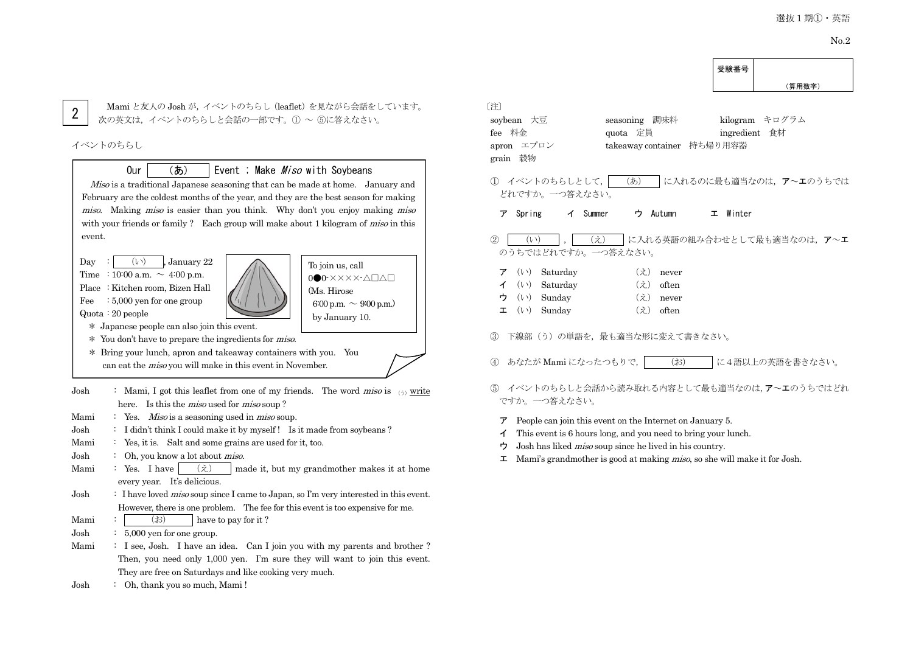受験番号

（算用数字）

## 2

Mami と友人の Josh が，イベントのちらし（leaflet）を見ながら会話をしています。次の英文は，イベントのちらしと会話の一部です。① ～ ⑤に答えなさい。

イベントのちらし

> **Our （あ） Event ; Make *Miso* with Soybeans**
>
> *Miso* is a traditional Japanese seasoning that can be made at home. January and February are the coldest months of the year, and they are the best season for making *miso*. Making *miso* is easier than you think. Why don't you enjoy making *miso* with your friends or family? Each group will make about 1 kilogram of *miso* in this event.
>
> Day : （い）, January 22
> Time : 10:00 a.m. ～ 4:00 p.m.
> Place : Kitchen room, Bizen Hall
> Fee : 5,000 yen for one group
> Quota : 20 people
>
> To join us, call
> 0●0-××××-△□△□
> (Ms. Hirose
> 6:00 p.m. ～ 9:00 p.m.)
> by January 10.
>
> * Japanese people can also join this event.
> * You don't have to prepare the ingredients for *miso*.
> * Bring your lunch, apron and takeaway containers with you. You can eat the *miso* you will make in this event in November.

Josh : Mami, I got this leaflet from one of my friends. The word *miso* is （う） write here. Is this the *miso* used for *miso* soup?

Mami : Yes. *Miso* is a seasoning used in *miso* soup.

Josh : I didn't think I could make it by myself! Is it made from soybeans?

Mami : Yes, it is. Salt and some grains are used for it, too.

Josh : Oh, you know a lot about *miso*.

Mami : Yes. I have （え） made it, but my grandmother makes it at home every year. It's delicious.

Josh : I have loved *miso* soup since I came to Japan, so I'm very interested in this event. However, there is one problem. The fee for this event is too expensive for me.

Mami : （お） have to pay for it?

Josh : 5,000 yen for one group.

Mami : I see, Josh. I have an idea. Can I join you with my parents and brother? Then, you need only 1,000 yen. I'm sure they will want to join this event. They are free on Saturdays and like cooking very much.

Josh : Oh, thank you so much, Mami!

〔注〕

soybean 大豆　　seasoning 調味料　　kilogram キログラム
fee 料金　　quota 定員　　ingredient 食材
apron エプロン　　takeaway container 持ち帰り用容器
grain 穀物

① イベントのちらしとして，（あ） に入れるのに最も適当なのは，**ア**～**エ**のうちではどれですか。一つ答えなさい。

**ア** Spring　　**イ** Summer　　**ウ** Autumn　　**エ** Winter

② （い），（え） に入れる英語の組み合わせとして最も適当なのは，**ア**～**エ**のうちではどれですか。一つ答えなさい。

**ア** （い） Saturday　（え） never
**イ** （い） Saturday　（え） often
**ウ** （い） Sunday　（え） never
**エ** （い） Sunday　（え） often

③ 下線部（う）の単語を，最も適当な形に変えて書きなさい。

④ あなたが Mami になったつもりで，（お） に4語以上の英語を書きなさい。

⑤ イベントのちらしと会話から読み取れる内容として最も適当なのは，**ア**～**エ**のうちではどれですか。一つ答えなさい。

**ア** People can join this event on the Internet on January 5.
**イ** This event is 6 hours long, and you need to bring your lunch.
**ウ** Josh has liked *miso* soup since he lived in his country.
**エ** Mami's grandmother is good at making *miso*, so she will make it for Josh.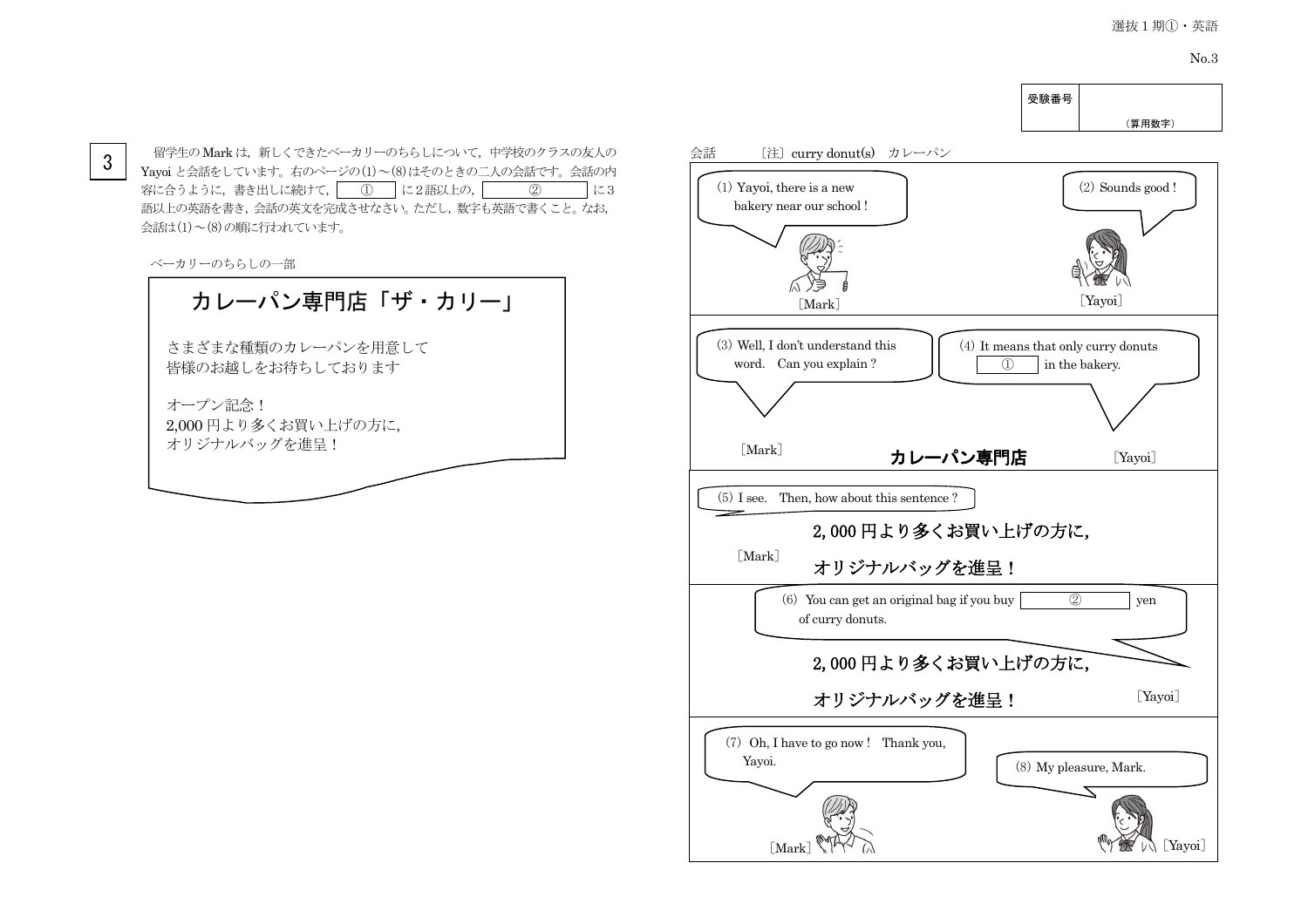3

留学生の Mark は，新しくできたベーカリーのちらしについて，中学校のクラスの友人の Yoioi と会話をしています。右のページの(1)～(8)はそのときの二人の会話です。会話の内容に合うように，書き出しに続けて，[ ① ] に2語以上の，[ ② ] に3語以上の英語を書き，会話の英文を完成させなさい。ただし，数字も英語で書くこと。なお，会話は(1)～(8)の順に行われています。

ベーカリーのちらしの一部

> **カレーパン専門店「ザ・カリー」**
>
> さまざまな種類のカレーパンを用意して
> 皆様のお越しをお待ちしております
>
> オープン記念！
> 2,000 円より多くお買い上げの方に，
> オリジナルバッグを進呈！

会話　　〔注〕curry donut(s)　カレーパン

(1) Yayoi, there is a new bakery near our school !　［Mark］

(2) Sounds good !　［Yayoi］

(3) Well, I don't understand this word.　Can you explain ?　［Mark］

**カレーパン専門店**

(4) It means that only curry donuts [ ① ] in the bakery.　［Yayoi］

(5) I see.　Then, how about this sentence ?　［Mark］

**2,000 円より多くお買い上げの方に，**
**オリジナルバッグを進呈！**

(6) You can get an original bag if you buy [ ② ] yen of curry donuts.　［Yayoi］

**2,000 円より多くお買い上げの方に，**
**オリジナルバッグを進呈！**

(7) Oh, I have to go now !　Thank you, Yayoi.　［Mark］

(8) My pleasure, Mark.　［Yayoi］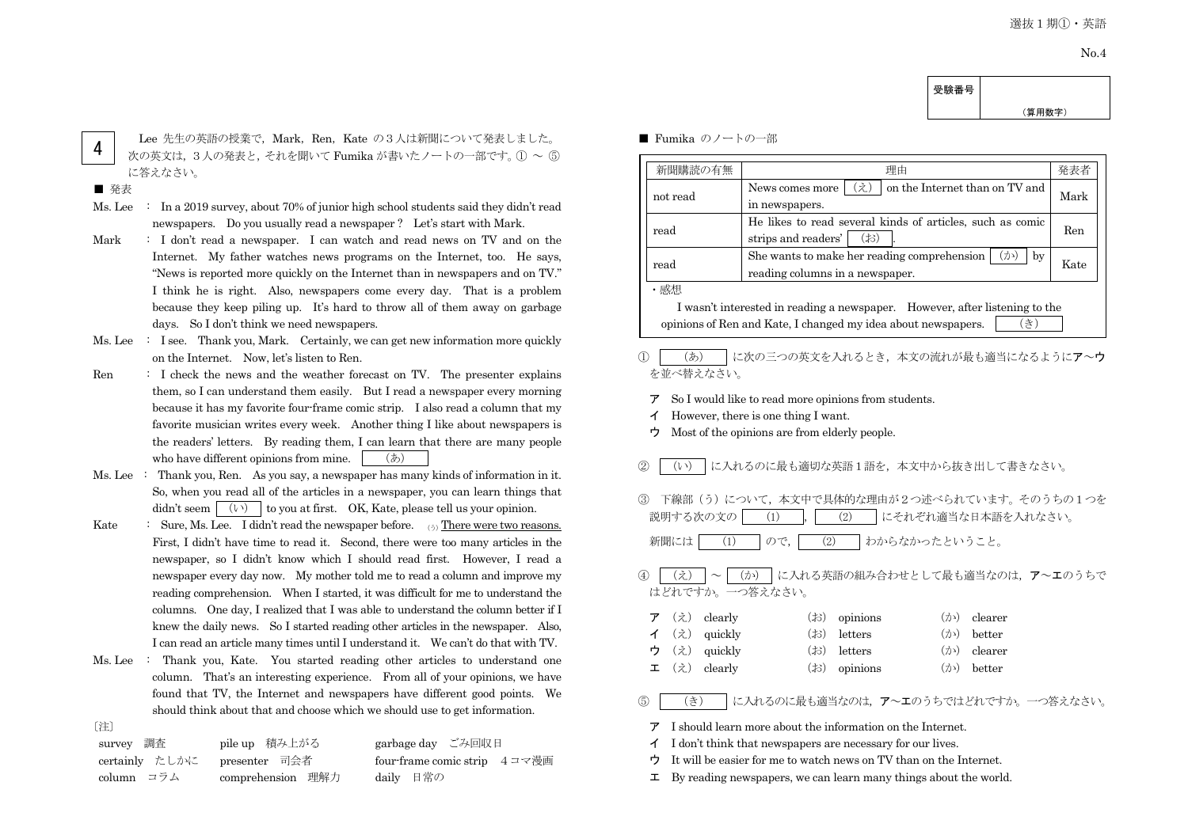受験番号 （算用数字）

## 4

Lee 先生の英語の授業で，Mark，Ren，Kate の３人は新聞について発表しました。次の英文は，３人の発表と，それを聞いて Fumika が書いたノートの一部です。① ～ ⑤ に答えなさい。

■ 発表

Ms. Lee ： In a 2019 survey, about 70% of junior high school students said they didn't read newspapers. Do you usually read a newspaper? Let's start with Mark.

Mark ： I don't read a newspaper. I can watch and read news on TV and on the Internet. My father watches news programs on the Internet, too. He says, "News is reported more quickly on the Internet than in newspapers and on TV." I think he is right. Also, newspapers come every day. That is a problem because they keep piling up. It's hard to throw all of them away on garbage days. So I don't think we need newspapers.

Ms. Lee ： I see. Thank you, Mark. Certainly, we can get new information more quickly on the Internet. Now, let's listen to Ren.

Ren ： I check the news and the weather forecast on TV. The presenter explains them, so I can understand them easily. But I read a newspaper every morning because it has my favorite four-frame comic strip. I also read a column that my favorite musician writes every week. Another thing I like about newspapers is the readers' letters. By reading them, I can learn that there are many people who have different opinions from mine. [ (あ) ]

Ms. Lee ： Thank you, Ren. As you say, a newspaper has many kinds of information in it. So, when you read all of the articles in a newspaper, you can learn things that didn't seem [ (い) ] to you at first. OK, Kate, please tell us your opinion.

Kate ： Sure, Ms. Lee. I didn't read the newspaper before. (う) There were two reasons. First, I didn't have time to read it. Second, there were too many articles in the newspaper, so I didn't know which I should read first. However, I read a newspaper every day now. My mother told me to read a column and improve my reading comprehension. When I started, it was difficult for me to understand the columns. One day, I realized that I was able to understand the column better if I knew the daily news. So I started reading other articles in the newspaper. Also, I can read an article many times until I understand it. We can't do that with TV.

Ms. Lee ： Thank you, Kate. You started reading other articles to understand one column. That's an interesting experience. From all of your opinions, we have found that TV, the Internet and newspapers have different good points. We should think about that and choose which we should use to get information.

〔注〕
survey　調査　　pile up　積み上がる　　garbage day　ごみ回収日
certainly　たしかに　　presenter　司会者　　four-frame comic strip　４コマ漫画
column　コラム　　comprehension　理解力　　daily　日常の

■ Fumika のノートの一部

| 新聞購読の有無 | 理由 | 発表者 |
|---|---|---|
| not read | News comes more [ (え) ] on the Internet than on TV and in newspapers. | Mark |
| read | He likes to read several kinds of articles, such as comic strips and readers' [ (お) ]. | Ren |
| read | She wants to make her reading comprehension [ (か) ] by reading columns in a newspaper. | Kate |

・感想

I wasn't interested in reading a newspaper. However, after listening to the opinions of Ren and Kate, I changed my idea about newspapers. [ (き) ]

① [ (あ) ] に次の三つの英文を入れるとき，本文の流れが最も適当になるように**ア**～**ウ**を並べ替えなさい。

**ア** So I would like to read more opinions from students.
**イ** However, there is one thing I want.
**ウ** Most of the opinions are from elderly people.

② [ (い) ] に入れるのに最も適切な英語１語を，本文中から抜き出して書きなさい。

③ 下線部（う）について，本文中で具体的な理由が２つ述べられています。そのうちの１つを説明する次の文の [ (1) ]，[ (2) ] にそれぞれ適当な日本語を入れなさい。

新聞には [ (1) ] ので，[ (2) ] わからなかったということ。

④ [ (え) ] ～ [ (か) ] に入れる英語の組み合わせとして最も適当なのは，**ア**～**エ**のうちではどれですか。一つ答えなさい。

**ア** (え) clearly　(お) opinions　(か) clearer
**イ** (え) quickly　(お) letters　(か) better
**ウ** (え) quickly　(お) letters　(か) clearer
**エ** (え) clearly　(お) opinions　(か) better

⑤ [ (き) ] に入れるのに最も適当なのは，**ア**～**エ**のうちではどれですか。一つ答えなさい。

**ア** I should learn more about the information on the Internet.
**イ** I don't think that newspapers are necessary for our lives.
**ウ** It will be easier for me to watch news on TV than on the Internet.
**エ** By reading newspapers, we can learn many things about the world.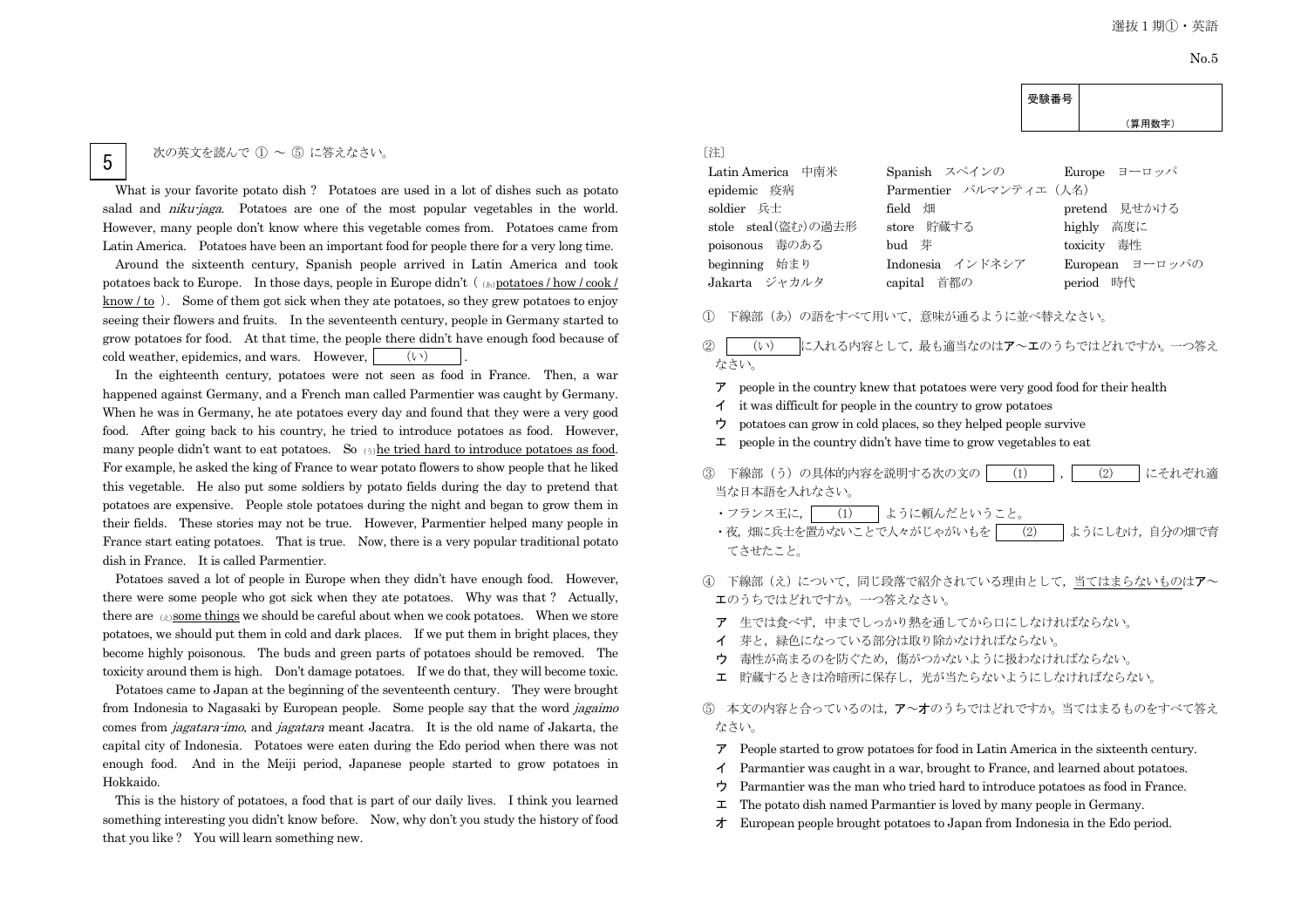受験番号

（算用数字）

## 5

次の英文を読んで ① ～ ⑤ に答えなさい。

What is your favorite potato dish？ Potatoes are used in a lot of dishes such as potato salad and *niku-jaga*. Potatoes are one of the most popular vegetables in the world. However, many people don't know where this vegetable comes from. Potatoes came from Latin America. Potatoes have been an important food for people there for a very long time.

Around the sixteenth century, Spanish people arrived in Latin America and took potatoes back to Europe. In those days, people in Europe didn't ( (あ)potatoes / how / cook / know / to ). Some of them got sick when they ate potatoes, so they grew potatoes to enjoy seeing their flowers and fruits. In the seventeenth century, people in Germany started to grow potatoes for food. At that time, the people there didn't have enough food because of cold weather, epidemics, and wars. However, [ (い) ].

In the eighteenth century, potatoes were not seen as food in France. Then, a war happened against Germany, and a French man called Parmentier was caught by Germany. When he was in Germany, he ate potatoes every day and found that they were a very good food. After going back to his country, he tried to introduce potatoes as food. However, many people didn't want to eat potatoes. So (う)he tried hard to introduce potatoes as food. For example, he asked the king of France to wear potato flowers to show people that he liked this vegetable. He also put some soldiers by potato fields during the day to pretend that potatoes are expensive. People stole potatoes during the night and began to grow them in their fields. These stories may not be true. However, Parmentier helped many people in France start eating potatoes. That is true. Now, there is a very popular traditional potato dish in France. It is called Parmentier.

Potatoes saved a lot of people in Europe when they didn't have enough food. However, there were some people who got sick when they ate potatoes. Why was that？ Actually, there are (え)some things we should be careful about when we cook potatoes. When we store potatoes, we should put them in cold and dark places. If we put them in bright places, they become highly poisonous. The buds and green parts of potatoes should be removed. The toxicity around them is high. Don't damage potatoes. If we do that, they will become toxic.

Potatoes came to Japan at the beginning of the seventeenth century. They were brought from Indonesia to Nagasaki by European people. Some people say that the word *jagaimo* comes from *jagatara-imo*, and *jagatara* meant Jacatra. It is the old name of Jakarta, the capital city of Indonesia. Potatoes were eaten during the Edo period when there was not enough food. And in the Meiji period, Japanese people started to grow potatoes in Hokkaido.

This is the history of potatoes, a food that is part of our daily lives. I think you learned something interesting you didn't know before. Now, why don't you study the history of food that you like？ You will learn something new.

〔注〕

| | | |
|---|---|---|
| Latin America 中南米 | Spanish スペインの | Europe ヨーロッパ |
| epidemic 疫病 | Parmentier パルマンティエ（人名） | |
| soldier 兵士 | field 畑 | pretend 見せかける |
| stole steal(盗む)の過去形 | store 貯蔵する | highly 高度に |
| poisonous 毒のある | bud 芽 | toxicity 毒性 |
| beginning 始まり | Indonesia インドネシア | European ヨーロッパの |
| Jakarta ジャカルタ | capital 首都の | period 時代 |

① 下線部（あ）の語をすべて用いて，意味が通るように並べ替えなさい。

② [ (い) ] に入れる内容として，最も適当なのは**ア**～**エ**のうちではどれですか。一つ答えなさい。

**ア** people in the country knew that potatoes were very good food for their health
**イ** it was difficult for people in the country to grow potatoes
**ウ** potatoes can grow in cold places, so they helped people survive
**エ** people in the country didn't have time to grow vegetables to eat

③ 下線部（う）の具体的内容を説明する次の文の [ (1) ]，[ (2) ] にそれぞれ適当な日本語を入れなさい。

・フランス王に，[ (1) ] ように頼んだということ。
・夜，畑に兵士を置かないことで人々がじゃがいもを [ (2) ] ようにしむけ，自分の畑で育てさせたこと。

④ 下線部（え）について，同じ段落で紹介されている理由として，当てはまらないものは**ア**～**エ**のうちではどれですか。一つ答えなさい。

**ア** 生では食べず，中までしっかり熱を通してから口にしなければならない。
**イ** 芽と，緑色になっている部分は取り除かなければならない。
**ウ** 毒性が高まるのを防ぐため，傷がつかないように扱わなければならない。
**エ** 貯蔵するときは冷暗所に保存し，光が当たらないようにしなければならない。

⑤ 本文の内容と合っているのは，**ア**～**オ**のうちではどれですか。当てはまるものをすべて答えなさい。

**ア** People started to grow potatoes for food in Latin America in the sixteenth century.
**イ** Parmantier was caught in a war, brought to France, and learned about potatoes.
**ウ** Parmantier was the man who tried hard to introduce potatoes as food in France.
**エ** The potato dish named Parmentier is loved by many people in Germany.
**オ** European people brought potatoes to Japan from Indonesia in the Edo period.